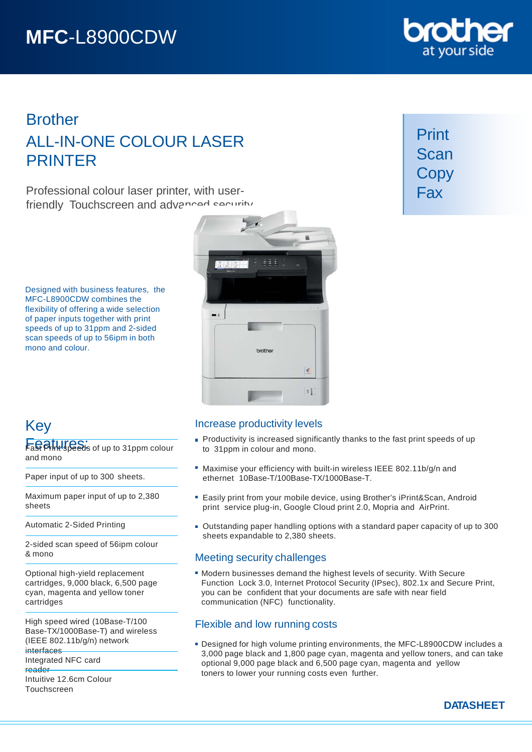# MFC-L8900CDW

brother at your side

## Brother
## ALL-IN-ONE COLOUR LASER PRINTER

Professional colour laser printer, with user-friendly Touchscreen and advanced security

Print
Scan
Copy
Fax

Designed with business features, the MFC-L8900CDW combines the flexibility of offering a wide selection of paper inputs together with print speeds of up to 31ppm and 2-sided scan speeds of up to 56ipm in both mono and colour.

## Key Features:

- Fast Print speeds of up to 31ppm colour and mono
- Paper input of up to 300 sheets.
- Maximum paper input of up to 2,380 sheets
- Automatic 2-Sided Printing
- 2-sided scan speed of 56ipm colour & mono
- Optional high-yield replacement cartridges, 9,000 black, 6,500 page cyan, magenta and yellow toner cartridges
- High speed wired (10Base-T/100 Base-TX/1000Base-T) and wireless (IEEE 802.11b/g/n) network interfaces
- Integrated NFC card reader
- Intuitive 12.6cm Colour Touchscreen

### Increase productivity levels

- Productivity is increased significantly thanks to the fast print speeds of up to 31ppm in colour and mono.
- Maximise your efficiency with built-in wireless IEEE 802.11b/g/n and ethernet 10Base-T/100Base-TX/1000Base-T.
- Easily print from your mobile device, using Brother's iPrint&Scan, Android print service plug-in, Google Cloud print 2.0, Mopria and AirPrint.
- Outstanding paper handling options with a standard paper capacity of up to 300 sheets expandable to 2,380 sheets.

### Meeting security challenges

- Modern businesses demand the highest levels of security. With Secure Function Lock 3.0, Internet Protocol Security (IPsec), 802.1x and Secure Print, you can be confident that your documents are safe with near field communication (NFC) functionality.

### Flexible and low running costs

- Designed for high volume printing environments, the MFC-L8900CDW includes a 3,000 page black and 1,800 page cyan, magenta and yellow toners, and can take optional 9,000 page black and 6,500 page cyan, magenta and yellow toners to lower your running costs even further.

**DATASHEET**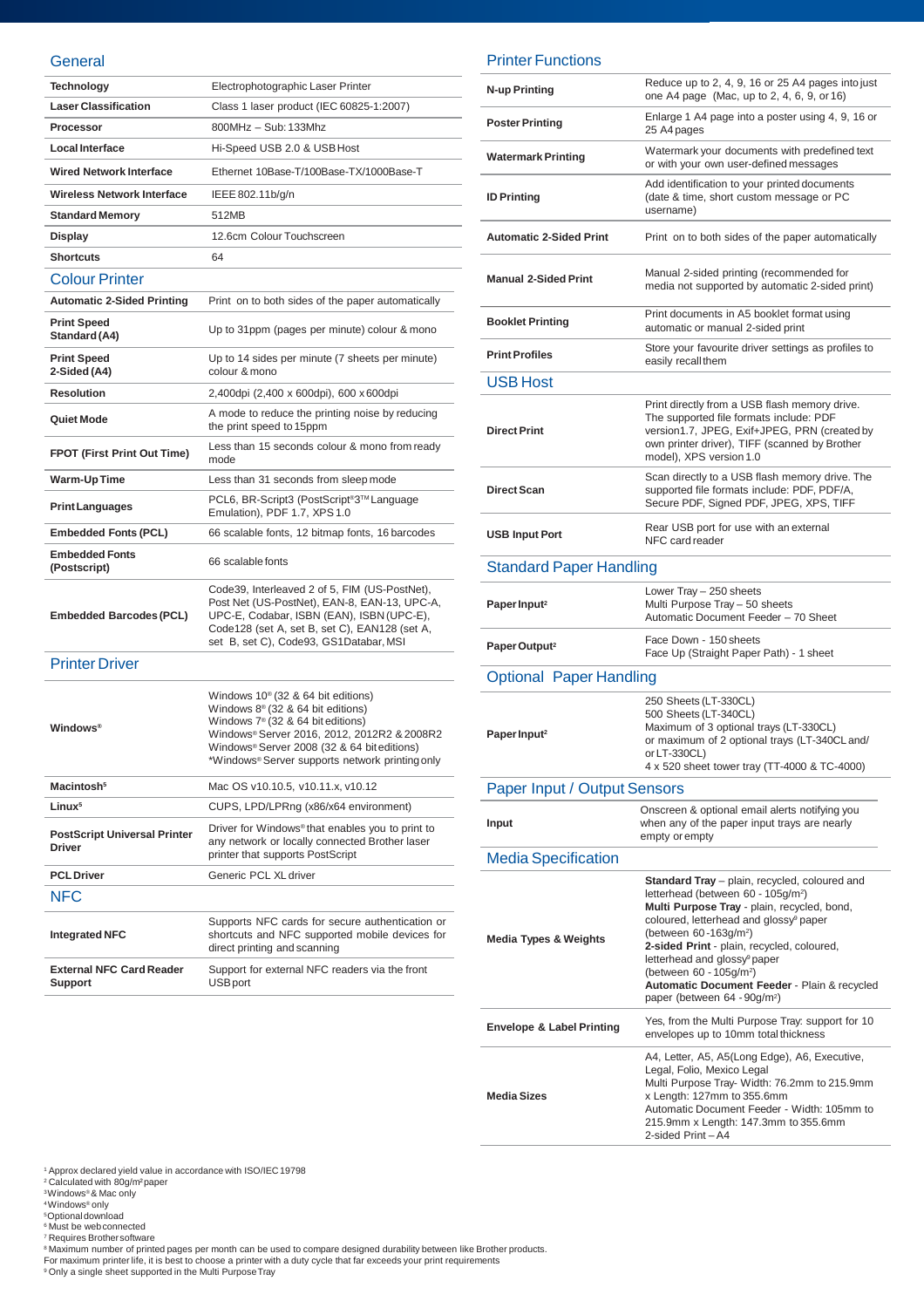## General

| | |
|---|---|
| **Technology** | Electrophotographic Laser Printer |
| **Laser Classification** | Class 1 laser product (IEC 60825-1:2007) |
| **Processor** | 800MHz – Sub: 133Mhz |
| **Local Interface** | Hi-Speed USB 2.0 & USB Host |
| **Wired Network Interface** | Ethernet 10Base-T/100Base-TX/1000Base-T |
| **Wireless Network Interface** | IEEE 802.11b/g/n |
| **Standard Memory** | 512MB |
| **Display** | 12.6cm Colour Touchscreen |
| **Shortcuts** | 64 |

## Colour Printer

| | |
|---|---|
| **Automatic 2-Sided Printing** | Print on to both sides of the paper automatically |
| **Print Speed Standard (A4)** | Up to 31ppm (pages per minute) colour & mono |
| **Print Speed 2-Sided (A4)** | Up to 14 sides per minute (7 sheets per minute) colour & mono |
| **Resolution** | 2,400dpi (2,400 x 600dpi), 600 x 600dpi |
| **Quiet Mode** | A mode to reduce the printing noise by reducing the print speed to 15ppm |
| **FPOT (First Print Out Time)** | Less than 15 seconds colour & mono from ready mode |
| **Warm-Up Time** | Less than 31 seconds from sleep mode |
| **Print Languages** | PCL6, BR-Script3 (PostScript®3™ Language Emulation), PDF 1.7, XPS 1.0 |
| **Embedded Fonts (PCL)** | 66 scalable fonts, 12 bitmap fonts, 16 barcodes |
| **Embedded Fonts (Postscript)** | 66 scalable fonts |
| **Embedded Barcodes (PCL)** | Code39, Interleaved 2 of 5, FIM (US-PostNet), Post Net (US-PostNet), EAN-8, EAN-13, UPC-A, UPC-E, Codabar, ISBN (EAN), ISBN (UPC-E), Code128 (set A, set B, set C), EAN128 (set A, set B, set C), Code93, GS1Databar, MSI |

## Printer Driver

| | |
|---|---|
| **Windows®** | Windows 10® (32 & 64 bit editions)<br>Windows 8® (32 & 64 bit editions)<br>Windows 7® (32 & 64 bit editions)<br>Windows® Server 2016, 2012, 2012R2 & 2008R2<br>Windows® Server 2008 (32 & 64 bit editions)<br>*Windows® Server supports network printing only |
| **Macintosh[5]** | Mac OS v10.10.5, v10.11.x, v10.12 |
| **Linux[5]** | CUPS, LPD/LPRng (x86/x64 environment) |
| **PostScript Universal Printer Driver** | Driver for Windows® that enables you to print to any network or locally connected Brother laser printer that supports PostScript |
| **PCL Driver** | Generic PCL XL driver |

## NFC

| | |
|---|---|
| **Integrated NFC** | Supports NFC cards for secure authentication or shortcuts and NFC supported mobile devices for direct printing and scanning |
| **External NFC Card Reader Support** | Support for external NFC readers via the front USB port |

## Printer Functions

| | |
|---|---|
| **N-up Printing** | Reduce up to 2, 4, 9, 16 or 25 A4 pages into just one A4 page (Mac, up to 2, 4, 6, 9, or 16) |
| **Poster Printing** | Enlarge 1 A4 page into a poster using 4, 9, 16 or 25 A4 pages |
| **Watermark Printing** | Watermark your documents with predefined text or with your own user-defined messages |
| **ID Printing** | Add identification to your printed documents (date & time, short custom message or PC username) |
| **Automatic 2-Sided Print** | Print on to both sides of the paper automatically |
| **Manual 2-Sided Print** | Manual 2-sided printing (recommended for media not supported by automatic 2-sided print) |
| **Booklet Printing** | Print documents in A5 booklet format using automatic or manual 2-sided print |
| **Print Profiles** | Store your favourite driver settings as profiles to easily recall them |

## USB Host

| | |
|---|---|
| **Direct Print** | Print directly from a USB flash memory drive. The supported file formats include: PDF version1.7, JPEG, Exif+JPEG, PRN (created by own printer driver), TIFF (scanned by Brother model), XPS version 1.0 |
| **Direct Scan** | Scan directly to a USB flash memory drive. The supported file formats include: PDF, PDF/A, Secure PDF, Signed PDF, JPEG, XPS, TIFF |
| **USB Input Port** | Rear USB port for use with an external NFC card reader |

## Standard Paper Handling

| | |
|---|---|
| **Paper Input[2]** | Lower Tray – 250 sheets<br>Multi Purpose Tray – 50 sheets<br>Automatic Document Feeder – 70 Sheet |
| **Paper Output[2]** | Face Down - 150 sheets<br>Face Up (Straight Paper Path) - 1 sheet |

## Optional Paper Handling

| | |
|---|---|
| **Paper Input[2]** | 250 Sheets (LT-330CL)<br>500 Sheets (LT-340CL)<br>Maximum of 3 optional trays (LT-330CL) or maximum of 2 optional trays (LT-340CL and/ or LT-330CL)<br>4 x 520 sheet tower tray (TT-4000 & TC-4000) |

## Paper Input / Output Sensors

| | |
|---|---|
| **Input** | Onscreen & optional email alerts notifying you when any of the paper input trays are nearly empty or empty |

## Media Specification

| | |
|---|---|
| **Media Types & Weights** | **Standard Tray** – plain, recycled, coloured and letterhead (between 60 - 105g/m²)<br>**Multi Purpose Tray** - plain, recycled, bond, coloured, letterhead and glossy[9] paper (between 60 -163g/m²)<br>**2-sided Print** - plain, recycled, coloured, letterhead and glossy[9] paper (between 60 - 105g/m²)<br>**Automatic Document Feeder** - Plain & recycled paper (between 64 - 90g/m²) |
| **Envelope & Label Printing** | Yes, from the Multi Purpose Tray: support for 10 envelopes up to 10mm total thickness |
| **Media Sizes** | A4, Letter, A5, A5(Long Edge), A6, Executive, Legal, Folio, Mexico Legal<br>Multi Purpose Tray- Width: 76.2mm to 215.9mm x Length: 127mm to 355.6mm<br>Automatic Document Feeder - Width: 105mm to 215.9mm x Length: 147.3mm to 355.6mm<br>2-sided Print – A4 |

[1] Approx declared yield value in accordance with ISO/IEC 19798
[2] Calculated with 80g/m² paper
[3] Windows® & Mac only
[4] Windows® only
[5] Optional download
[6] Must be web connected
[7] Requires Brother software
[8] Maximum number of printed pages per month can be used to compare designed durability between like Brother products. For maximum printer life, it is best to choose a printer with a duty cycle that far exceeds your print requirements
[9] Only a single sheet supported in the Multi Purpose Tray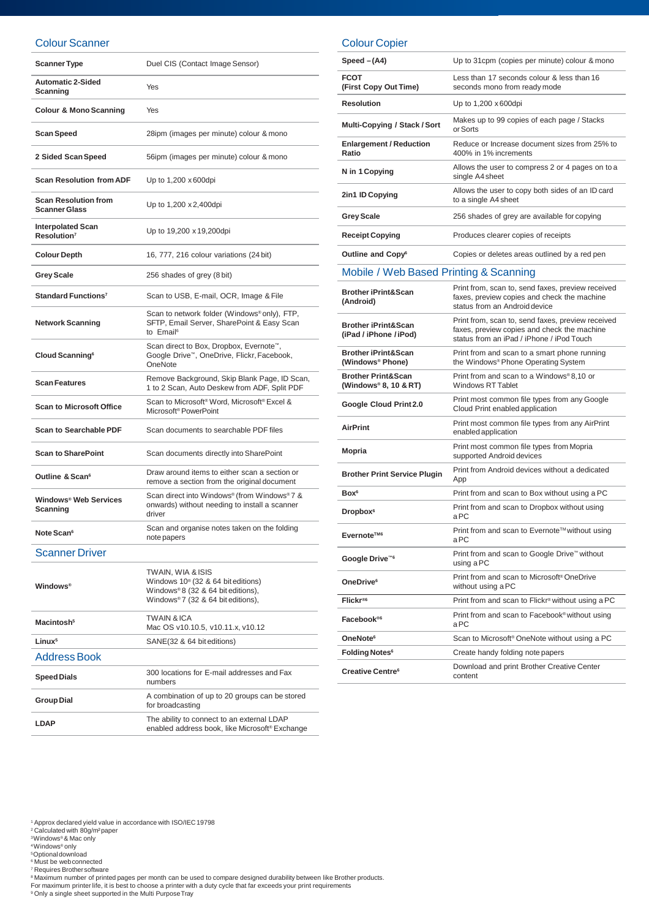## Colour Scanner

| | |
|---|---|
| **Scanner Type** | Duel CIS (Contact Image Sensor) |
| **Automatic 2-Sided Scanning** | Yes |
| **Colour & Mono Scanning** | Yes |
| **Scan Speed** | 28ipm (images per minute) colour & mono |
| **2 Sided Scan Speed** | 56ipm (images per minute) colour & mono |
| **Scan Resolution from ADF** | Up to 1,200 x 600dpi |
| **Scan Resolution from Scanner Glass** | Up to 1,200 x 2,400dpi |
| **Interpolated Scan Resolution**[7] | Up to 19,200 x 19,200dpi |
| **Colour Depth** | 16, 777, 216 colour variations (24 bit) |
| **Grey Scale** | 256 shades of grey (8 bit) |
| **Standard Functions**[7] | Scan to USB, E-mail, OCR, Image & File |
| **Network Scanning** | Scan to network folder (Windows® only), FTP, SFTP, Email Server, SharePoint & Easy Scan to Email[6] |
| **Cloud Scanning**[6] | Scan direct to Box, Dropbox, Evernote™, Google Drive™, OneDrive, Flickr, Facebook, OneNote |
| **Scan Features** | Remove Background, Skip Blank Page, ID Scan, 1 to 2 Scan, Auto Deskew from ADF, Split PDF |
| **Scan to Microsoft Office** | Scan to Microsoft® Word, Microsoft® Excel & Microsoft® PowerPoint |
| **Scan to Searchable PDF** | Scan documents to searchable PDF files |
| **Scan to SharePoint** | Scan documents directly into SharePoint |
| **Outline & Scan**[6] | Draw around items to either scan a section or remove a section from the original document |
| **Windows® Web Services Scanning** | Scan direct into Windows® (from Windows® 7 & onwards) without needing to install a scanner driver |
| **Note Scan**[6] | Scan and organise notes taken on the folding note papers |

## Scanner Driver

| | |
|---|---|
| **Windows®** | TWAIN, WIA & ISIS<br>Windows 10® (32 & 64 bit editions)<br>Windows® 8 (32 & 64 bit editions),<br>Windows® 7 (32 & 64 bit editions), |
| **Macintosh**[5] | TWAIN & ICA<br>Mac OS v10.10.5, v10.11.x, v10.12 |
| **Linux**[5] | SANE(32 & 64 bit editions) |

## Address Book

| | |
|---|---|
| **Speed Dials** | 300 locations for E-mail addresses and Fax numbers |
| **Group Dial** | A combination of up to 20 groups can be stored for broadcasting |
| **LDAP** | The ability to connect to an external LDAP enabled address book, like Microsoft® Exchange |

## Colour Copier

| | |
|---|---|
| **Speed – (A4)** | Up to 31cpm (copies per minute) colour & mono |
| **FCOT (First Copy Out Time)** | Less than 17 seconds colour & less than 16 seconds mono from ready mode |
| **Resolution** | Up to 1,200 x 600dpi |
| **Multi-Copying / Stack / Sort** | Makes up to 99 copies of each page / Stacks or Sorts |
| **Enlargement / Reduction Ratio** | Reduce or Increase document sizes from 25% to 400% in 1% increments |
| **N in 1 Copying** | Allows the user to compress 2 or 4 pages on to a single A4 sheet |
| **2in1 ID Copying** | Allows the user to copy both sides of an ID card to a single A4 sheet |
| **Grey Scale** | 256 shades of grey are available for copying |
| **Receipt Copying** | Produces clearer copies of receipts |
| **Outline and Copy**[6] | Copies or deletes areas outlined by a red pen |

## Mobile / Web Based Printing & Scanning

| | |
|---|---|
| **Brother iPrint&Scan (Android)** | Print from, scan to, send faxes, preview received faxes, preview copies and check the machine status from an Android device |
| **Brother iPrint&Scan (iPad / iPhone / iPod)** | Print from, scan to, send faxes, preview received faxes, preview copies and check the machine status from an iPad / iPhone / iPod Touch |
| **Brother iPrint&Scan (Windows® Phone)** | Print from and scan to a smart phone running the Windows® Phone Operating System |
| **Brother Print&Scan (Windows® 8, 10 & RT)** | Print from and scan to a Windows® 8,10 or Windows RT Tablet |
| **Google Cloud Print 2.0** | Print most common file types from any Google Cloud Print enabled application |
| **AirPrint** | Print most common file types from any AirPrint enabled application |
| **Mopria** | Print most common file types from Mopria supported Android devices |
| **Brother Print Service Plugin** | Print from Android devices without a dedicated App |
| **Box**[6] | Print from and scan to Box without using a PC |
| **Dropbox**[6] | Print from and scan to Dropbox without using a PC |
| **Evernote**™[6] | Print from and scan to Evernote™ without using a PC |
| **Google Drive**™[6] | Print from and scan to Google Drive™ without using a PC |
| **OneDrive**[6] | Print from and scan to Microsoft® OneDrive without using a PC |
| **Flickr**®[6] | Print from and scan to Flickr® without using a PC |
| **Facebook**®[6] | Print from and scan to Facebook® without using a PC |
| **OneNote**[6] | Scan to Microsoft® OneNote without using a PC |
| **Folding Notes**[6] | Create handy folding note papers |
| **Creative Centre**[6] | Download and print Brother Creative Center content |

[1] Approx declared yield value in accordance with ISO/IEC 19798
[2] Calculated with 80g/m² paper
[3] Windows® & Mac only
[4] Windows® only
[5] Optional download
[6] Must be web connected
[7] Requires Brother software
[8] Maximum number of printed pages per month can be used to compare designed durability between like Brother products. For maximum printer life, it is best to choose a printer with a duty cycle that far exceeds your print requirements
[9] Only a single sheet supported in the Multi Purpose Tray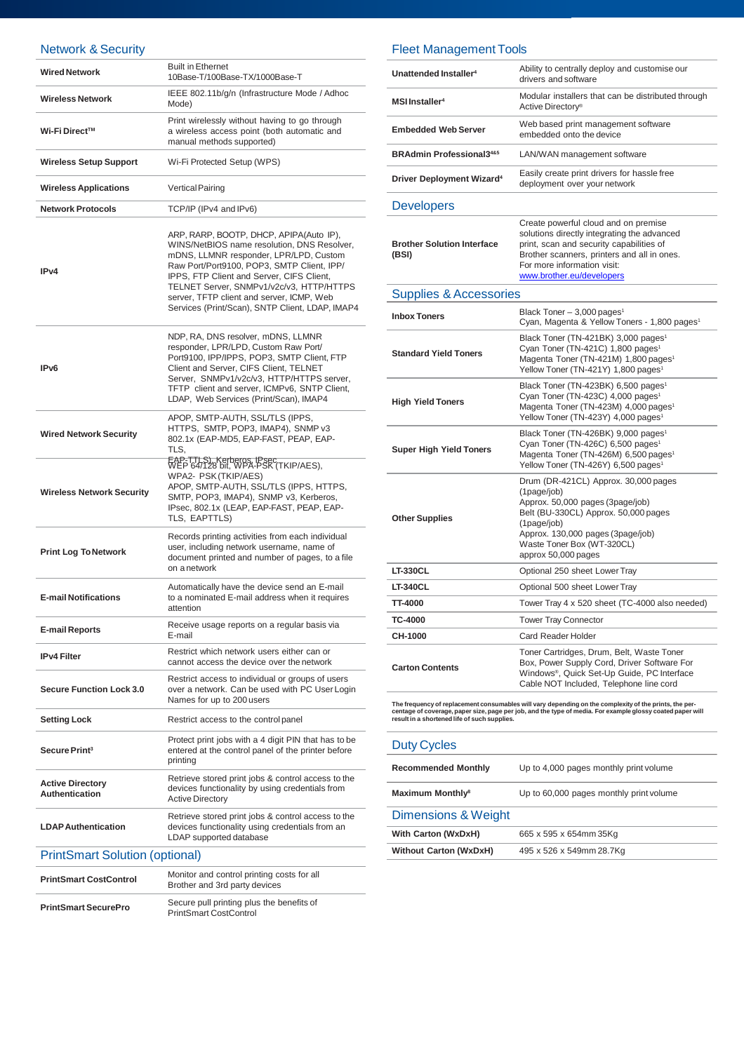## Network & Security

| | |
|---|---|
| **Wired Network** | Built in Ethernet 10Base-T/100Base-TX/1000Base-T |
| **Wireless Network** | IEEE 802.11b/g/n (Infrastructure Mode / Adhoc Mode) |
| **Wi-Fi Direct™** | Print wirelessly without having to go through a wireless access point (both automatic and manual methods supported) |
| **Wireless Setup Support** | Wi-Fi Protected Setup (WPS) |
| **Wireless Applications** | Vertical Pairing |
| **Network Protocols** | TCP/IP (IPv4 and IPv6) |
| **IPv4** | ARP, RARP, BOOTP, DHCP, APIPA(Auto IP), WINS/NetBIOS name resolution, DNS Resolver, mDNS, LLMNR responder, LPR/LPD, Custom Raw Port/Port9100, POP3, SMTP Client, IPP/IPPS, FTP Client and Server, CIFS Client, TELNET Server, SNMPv1/v2c/v3, HTTP/HTTPS server, TFTP client and server, ICMP, Web Services (Print/Scan), SNTP Client, LDAP, IMAP4 |
| **IPv6** | NDP, RA, DNS resolver, mDNS, LLMNR responder, LPR/LPD, Custom Raw Port/Port9100, IPP/IPPS, POP3, SMTP Client, FTP Client and Server, CIFS Client, TELNET Server, SNMPv1/v2c/v3, HTTP/HTTPS server, TFTP client and server, ICMPv6, SNTP Client, LDAP, Web Services (Print/Scan), IMAP4 |
| **Wired Network Security** | APOP, SMTP-AUTH, SSL/TLS (IPPS, HTTPS, SMTP, POP3, IMAP4), SNMP v3 802.1x (EAP-MD5, EAP-FAST, PEAP, EAP-TLS, EAP-TTLS), Kerberos, IPsec |
| **Wireless Network Security** | WEP 64/128 bit, WPA-PSK (TKIP/AES), WPA2- PSK (TKIP/AES) APOP, SMTP-AUTH, SSL/TLS (IPPS, HTTPS, SMTP, POP3, IMAP4), SNMP v3, Kerberos, IPsec, 802.1x (LEAP, EAP-FAST, PEAP, EAP-TLS, EAPTTLS) |
| **Print Log To Network** | Records printing activities from each individual user, including network username, name of document printed and number of pages, to a file on a network |
| **E-mail Notifications** | Automatically have the device send an E-mail to a nominated E-mail address when it requires attention |
| **E-mail Reports** | Receive usage reports on a regular basis via E-mail |
| **IPv4 Filter** | Restrict which network users either can or cannot access the device over the network |
| **Secure Function Lock 3.0** | Restrict access to individual or groups of users over a network. Can be used with PC User Login Names for up to 200 users |
| **Setting Lock** | Restrict access to the control panel |
| **Secure Print[3]** | Protect print jobs with a 4 digit PIN that has to be entered at the control panel of the printer before printing |
| **Active Directory Authentication** | Retrieve stored print jobs & control access to the devices functionality by using credentials from Active Directory |
| **LDAP Authentication** | Retrieve stored print jobs & control access to the devices functionality using credentials from an LDAP supported database |

## PrintSmart Solution (optional)

| | |
|---|---|
| **PrintSmart CostControl** | Monitor and control printing costs for all Brother and 3rd party devices |
| **PrintSmart SecurePro** | Secure pull printing plus the benefits of PrintSmart CostControl |

## Fleet Management Tools

| | |
|---|---|
| **Unattended Installer[4]** | Ability to centrally deploy and customise our drivers and software |
| **MSI Installer[4]** | Modular installers that can be distributed through Active Directory® |
| **Embedded Web Server** | Web based print management software embedded onto the device |
| **BRAdmin Professional3[4&5]** | LAN/WAN management software |
| **Driver Deployment Wizard[4]** | Easily create print drivers for hassle free deployment over your network |

## Developers

| | |
|---|---|
| **Brother Solution Interface (BSI)** | Create powerful cloud and on premise solutions directly integrating the advanced print, scan and security capabilities of Brother scanners, printers and all in ones. For more information visit: www.brother.eu/developers |

## Supplies & Accessories

| | |
|---|---|
| **Inbox Toners** | Black Toner – 3,000 pages[1] Cyan, Magenta & Yellow Toners - 1,800 pages[1] |
| **Standard Yield Toners** | Black Toner (TN-421BK) 3,000 pages[1] Cyan Toner (TN-421C) 1,800 pages[1] Magenta Toner (TN-421M) 1,800 pages[1] Yellow Toner (TN-421Y) 1,800 pages[1] |
| **High Yield Toners** | Black Toner (TN-423BK) 6,500 pages[1] Cyan Toner (TN-423C) 4,000 pages[1] Magenta Toner (TN-423M) 4,000 pages[1] Yellow Toner (TN-423Y) 4,000 pages[1] |
| **Super High Yield Toners** | Black Toner (TN-426BK) 9,000 pages[1] Cyan Toner (TN-426C) 6,500 pages[1] Magenta Toner (TN-426M) 6,500 pages[1] Yellow Toner (TN-426Y) 6,500 pages[1] |
| **Other Supplies** | Drum (DR-421CL) Approx. 30,000 pages (1page/job) Approx. 50,000 pages (3page/job) Belt (BU-330CL) Approx. 50,000 pages (1page/job) Approx. 130,000 pages (3page/job) Waste Toner Box (WT-320CL) approx 50,000 pages |
| **LT-330CL** | Optional 250 sheet Lower Tray |
| **LT-340CL** | Optional 500 sheet Lower Tray |
| **TT-4000** | Tower Tray 4 x 520 sheet (TC-4000 also needed) |
| **TC-4000** | Tower Tray Connector |
| **CH-1000** | Card Reader Holder |
| **Carton Contents** | Toner Cartridges, Drum, Belt, Waste Toner Box, Power Supply Cord, Driver Software For Windows®, Quick Set-Up Guide, PC Interface Cable NOT Included, Telephone line cord |

**The frequency of replacement consumables will vary depending on the complexity of the prints, the percentage of coverage, paper size, page per job, and the type of media. For example glossy coated paper will result in a shortened life of such supplies.**

## Duty Cycles

| | |
|---|---|
| **Recommended Monthly** | Up to 4,000 pages monthly print volume |
| **Maximum Monthly[8]** | Up to 60,000 pages monthly print volume |

## Dimensions & Weight

| | |
|---|---|
| **With Carton (WxDxH)** | 665 x 595 x 654mm 35Kg |
| **Without Carton (WxDxH)** | 495 x 526 x 549mm 28.7Kg |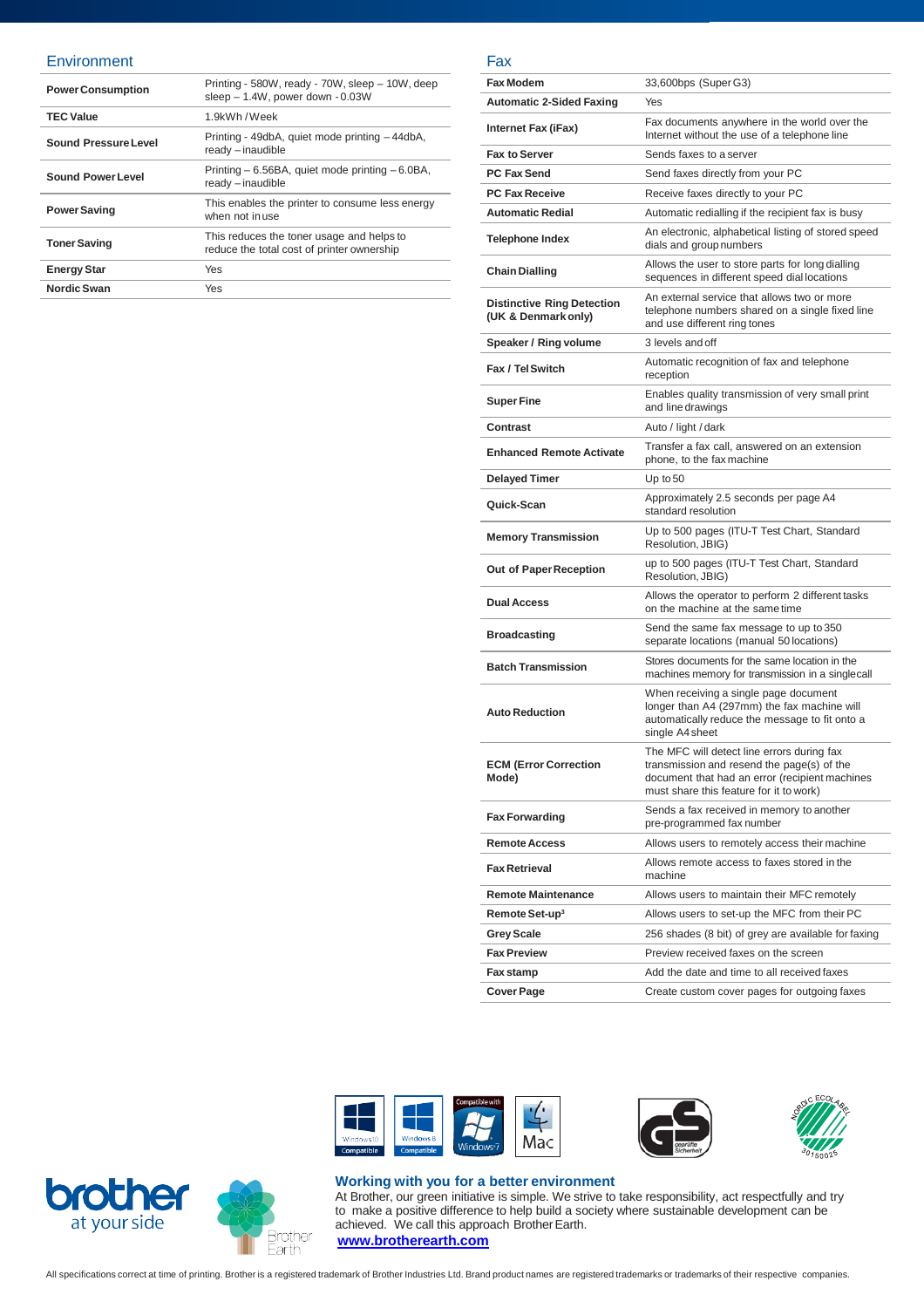## Environment

| | |
|---|---|
| **Power Consumption** | Printing - 580W, ready - 70W, sleep – 10W, deep sleep – 1.4W, power down - 0.03W |
| **TEC Value** | 1.9kWh / Week |
| **Sound Pressure Level** | Printing - 49dbA, quiet mode printing – 44dbA, ready – inaudible |
| **Sound Power Level** | Printing – 6.56BA, quiet mode printing – 6.0BA, ready – inaudible |
| **Power Saving** | This enables the printer to consume less energy when not in use |
| **Toner Saving** | This reduces the toner usage and helps to reduce the total cost of printer ownership |
| **Energy Star** | Yes |
| **Nordic Swan** | Yes |

## Fax

| | |
|---|---|
| **Fax Modem** | 33,600bps (Super G3) |
| **Automatic 2-Sided Faxing** | Yes |
| **Internet Fax (iFax)** | Fax documents anywhere in the world over the Internet without the use of a telephone line |
| **Fax to Server** | Sends faxes to a server |
| **PC Fax Send** | Send faxes directly from your PC |
| **PC Fax Receive** | Receive faxes directly to your PC |
| **Automatic Redial** | Automatic redialling if the recipient fax is busy |
| **Telephone Index** | An electronic, alphabetical listing of stored speed dials and group numbers |
| **Chain Dialling** | Allows the user to store parts for long dialling sequences in different speed dial locations |
| **Distinctive Ring Detection (UK & Denmark only)** | An external service that allows two or more telephone numbers shared on a single fixed line and use different ring tones |
| **Speaker / Ring volume** | 3 levels and off |
| **Fax / Tel Switch** | Automatic recognition of fax and telephone reception |
| **Super Fine** | Enables quality transmission of very small print and line drawings |
| **Contrast** | Auto / light / dark |
| **Enhanced Remote Activate** | Transfer a fax call, answered on an extension phone, to the fax machine |
| **Delayed Timer** | Up to 50 |
| **Quick-Scan** | Approximately 2.5 seconds per page A4 standard resolution |
| **Memory Transmission** | Up to 500 pages (ITU-T Test Chart, Standard Resolution, JBIG) |
| **Out of Paper Reception** | up to 500 pages (ITU-T Test Chart, Standard Resolution, JBIG) |
| **Dual Access** | Allows the operator to perform 2 different tasks on the machine at the same time |
| **Broadcasting** | Send the same fax message to up to 350 separate locations (manual 50 locations) |
| **Batch Transmission** | Stores documents for the same location in the machines memory for transmission in a single call |
| **Auto Reduction** | When receiving a single page document longer than A4 (297mm) the fax machine will automatically reduce the message to fit onto a single A4 sheet |
| **ECM (Error Correction Mode)** | The MFC will detect line errors during fax transmission and resend the page(s) of the document that had an error (recipient machines must share this feature for it to work) |
| **Fax Forwarding** | Sends a fax received in memory to another pre-programmed fax number |
| **Remote Access** | Allows users to remotely access their machine |
| **Fax Retrieval** | Allows remote access to faxes stored in the machine |
| **Remote Maintenance** | Allows users to maintain their MFC remotely |
| **Remote Set-up[3]** | Allows users to set-up the MFC from their PC |
| **Grey Scale** | 256 shades (8 bit) of grey are available for faxing |
| **Fax Preview** | Preview received faxes on the screen |
| **Fax stamp** | Add the date and time to all received faxes |
| **Cover Page** | Create custom cover pages for outgoing faxes |

### Working with you for a better environment

At Brother, our green initiative is simple. We strive to take responsibility, act respectfully and try to make a positive difference to help build a society where sustainable development can be achieved. We call this approach Brother Earth.

**www.brotherearth.com**

All specifications correct at time of printing. Brother is a registered trademark of Brother Industries Ltd. Brand product names are registered trademarks or trademarks of their respective companies.